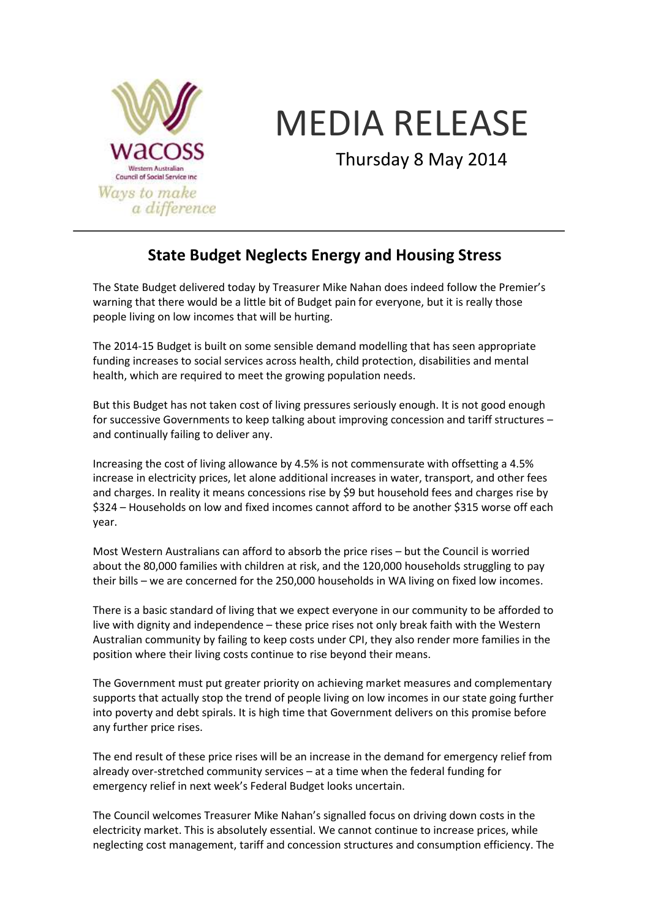wacoss

Western Australian Council of Social Service Inc

*Ways to make a difference*

# MEDIA RELEASE

Thursday 8 May 2014

## State Budget Neglects Energy and Housing Stress

The State Budget delivered today by Treasurer Mike Nahan does indeed follow the Premier's warning that there would be a little bit of Budget pain for everyone, but it is really those people living on low incomes that will be hurting.

The 2014-15 Budget is built on some sensible demand modelling that has seen appropriate funding increases to social services across health, child protection, disabilities and mental health, which are required to meet the growing population needs.

But this Budget has not taken cost of living pressures seriously enough. It is not good enough for successive Governments to keep talking about improving concession and tariff structures – and continually failing to deliver any.

Increasing the cost of living allowance by 4.5% is not commensurate with offsetting a 4.5% increase in electricity prices, let alone additional increases in water, transport, and other fees and charges. In reality it means concessions rise by $9 but household fees and charges rise by $324 – Households on low and fixed incomes cannot afford to be another $315 worse off each year.

Most Western Australians can afford to absorb the price rises – but the Council is worried about the 80,000 families with children at risk, and the 120,000 households struggling to pay their bills – we are concerned for the 250,000 households in WA living on fixed low incomes.

There is a basic standard of living that we expect everyone in our community to be afforded to live with dignity and independence – these price rises not only break faith with the Western Australian community by failing to keep costs under CPI, they also render more families in the position where their living costs continue to rise beyond their means.

The Government must put greater priority on achieving market measures and complementary supports that actually stop the trend of people living on low incomes in our state going further into poverty and debt spirals. It is high time that Government delivers on this promise before any further price rises.

The end result of these price rises will be an increase in the demand for emergency relief from already over-stretched community services – at a time when the federal funding for emergency relief in next week's Federal Budget looks uncertain.

The Council welcomes Treasurer Mike Nahan's signalled focus on driving down costs in the electricity market. This is absolutely essential. We cannot continue to increase prices, while neglecting cost management, tariff and concession structures and consumption efficiency. The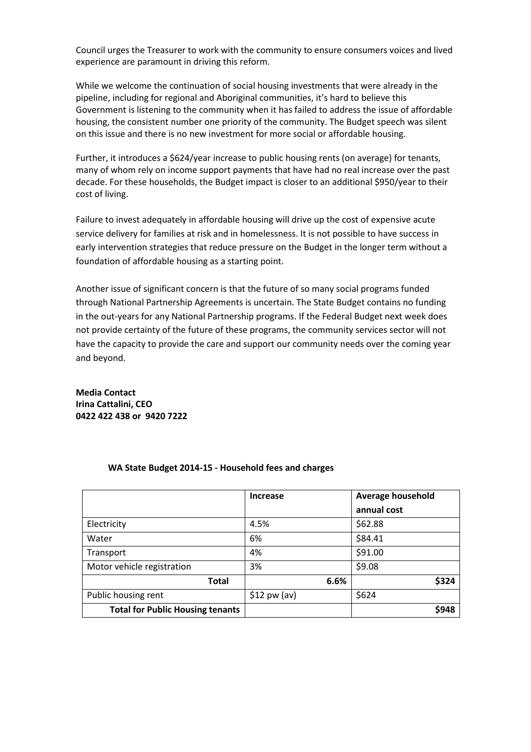Council urges the Treasurer to work with the community to ensure consumers voices and lived experience are paramount in driving this reform.

While we welcome the continuation of social housing investments that were already in the pipeline, including for regional and Aboriginal communities, it's hard to believe this Government is listening to the community when it has failed to address the issue of affordable housing, the consistent number one priority of the community. The Budget speech was silent on this issue and there is no new investment for more social or affordable housing.

Further, it introduces a $624/year increase to public housing rents (on average) for tenants, many of whom rely on income support payments that have had no real increase over the past decade. For these households, the Budget impact is closer to an additional $950/year to their cost of living.

Failure to invest adequately in affordable housing will drive up the cost of expensive acute service delivery for families at risk and in homelessness. It is not possible to have success in early intervention strategies that reduce pressure on the Budget in the longer term without a foundation of affordable housing as a starting point.

Another issue of significant concern is that the future of so many social programs funded through National Partnership Agreements is uncertain. The State Budget contains no funding in the out-years for any National Partnership programs. If the Federal Budget next week does not provide certainty of the future of these programs, the community services sector will not have the capacity to provide the care and support our community needs over the coming year and beyond.

**Media Contact**
**Irina Cattalini, CEO**
**0422 422 438 or 9420 7222**

**WA State Budget 2014-15 - Household fees and charges**

| | **Increase** | **Average household annual cost** |
|---|---|---|
| Electricity | 4.5% | $62.88 |
| Water | 6% | $84.41 |
| Transport | 4% | $91.00 |
| Motor vehicle registration | 3% | $9.08 |
| **Total** | **6.6%** | **$324** |
| Public housing rent | $12 pw (av) | $624 |
| **Total for Public Housing tenants** | | **$948** |